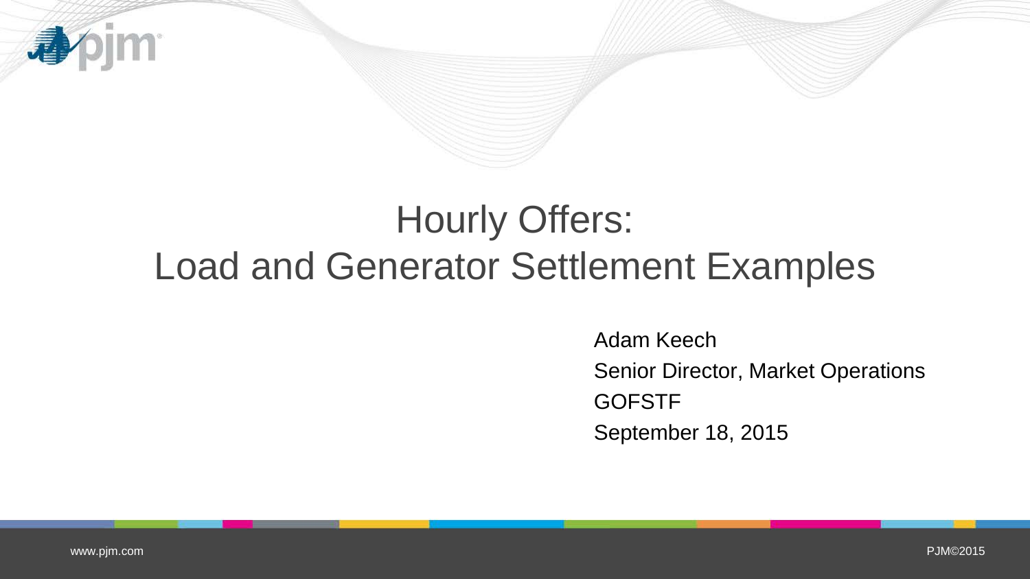# Hourly Offers: Load and Generator Settlement Examples

Adam Keech
Senior Director, Market Operations
GOFSTF
September 18, 2015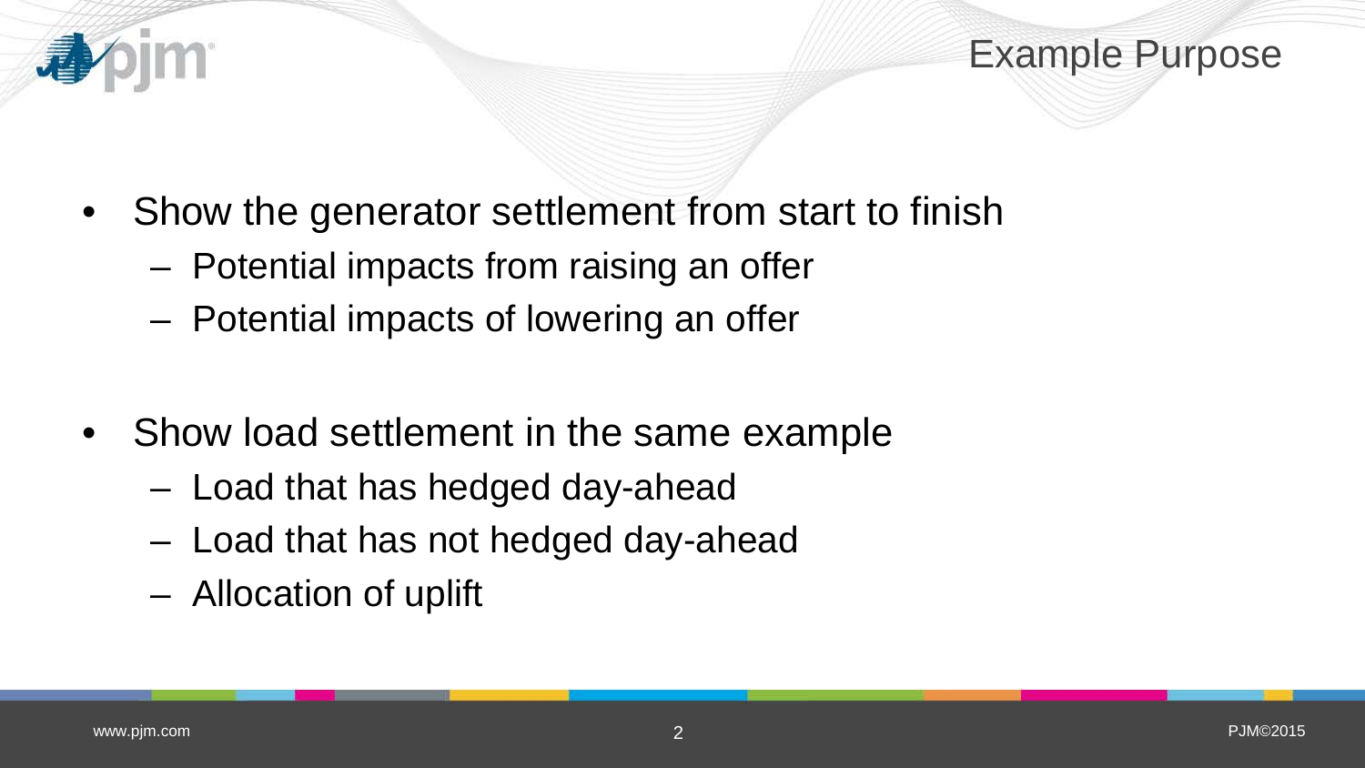# Example Purpose

- Show the generator settlement from start to finish
  - Potential impacts from raising an offer
  - Potential impacts of lowering an offer
- Show load settlement in the same example
  - Load that has hedged day-ahead
  - Load that has not hedged day-ahead
  - Allocation of uplift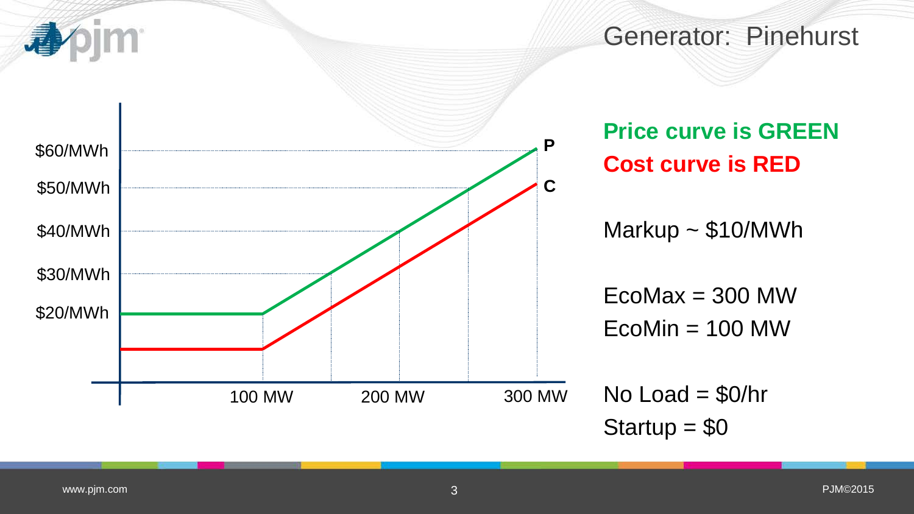# Generator: Pinehurst

$60/MWh
$50/MWh
$40/MWh
$30/MWh
$20/MWh

P
C

100 MW
200 MW
300 MW

**Price curve is GREEN**
**Cost curve is RED**

Markup ~ $10/MWh

EcoMax = 300 MW
EcoMin = 100 MW

No Load = $0/hr
Startup = $0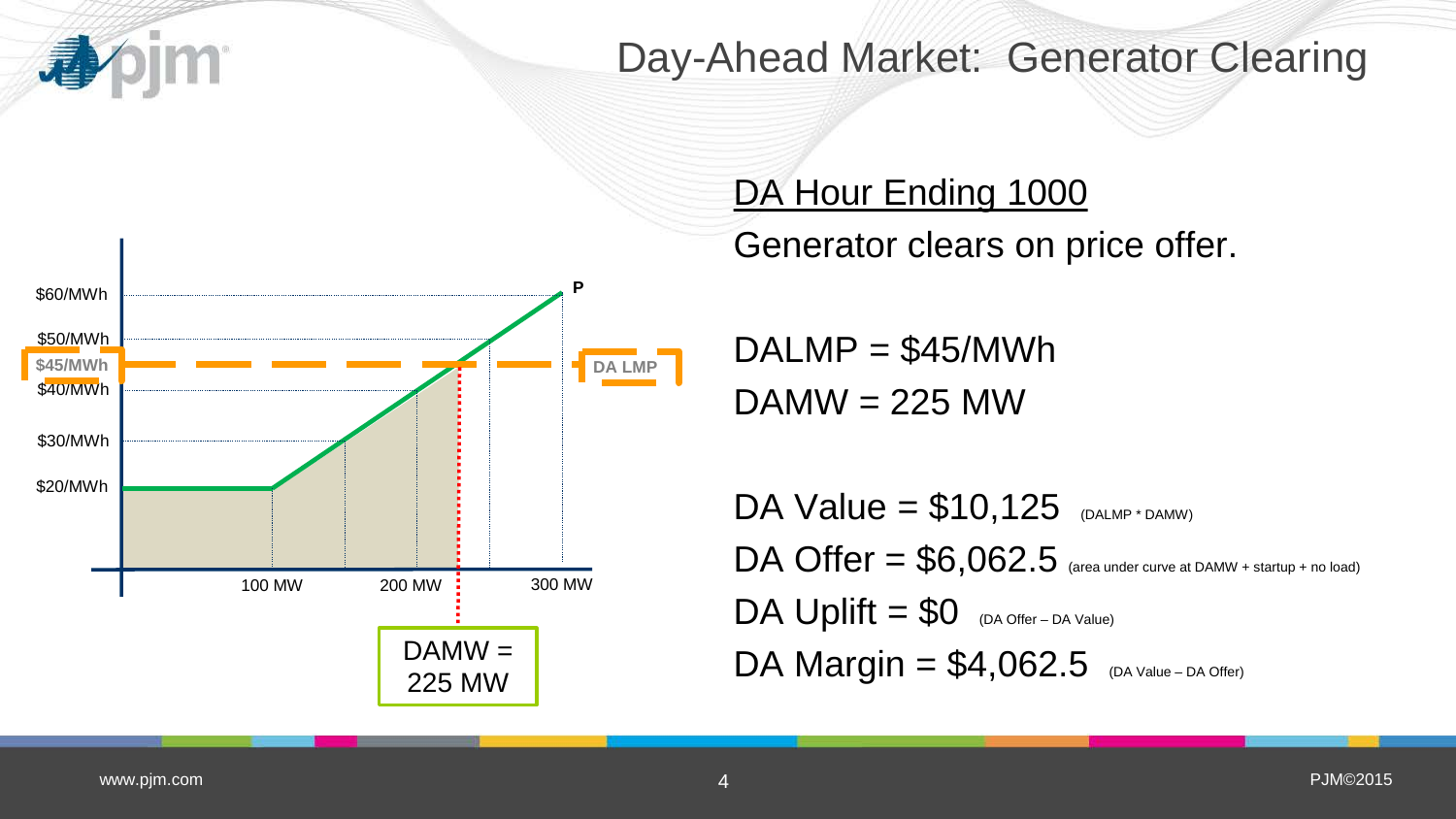# Day-Ahead Market: Generator Clearing

$60/MWh
$50/MWh
$45/MWh
$40/MWh
$30/MWh
$20/MWh

100 MW
200 MW
300 MW

P

DA LMP

DAMW = 225 MW

## DA Hour Ending 1000

Generator clears on price offer.

DALMP = $45/MWh
DAMW = 225 MW

DA Value = $10,125 (DALMP * DAMW)
DA Offer = $6,062.5 (area under curve at DAMW + startup + no load)
DA Uplift = $0 (DA Offer – DA Value)
DA Margin = $4,062.5 (DA Value – DA Offer)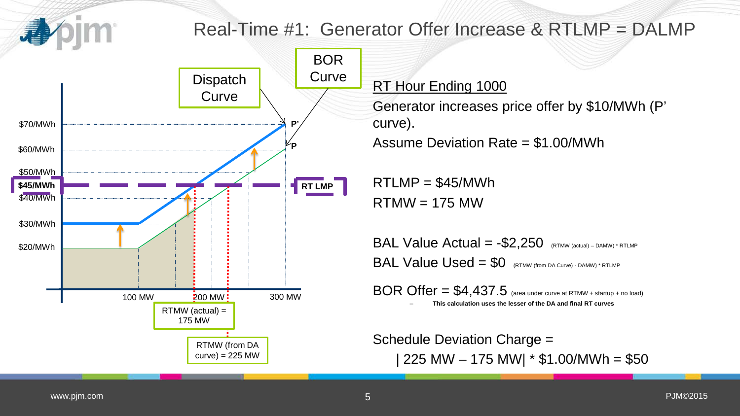# Real-Time #1: Generator Offer Increase & RTLMP = DALMP

Dispatch Curve

BOR Curve

P'

P

$70/MWh

$60/MWh

$50/MWh

$45/MWh

$40/MWh

$30/MWh

$20/MWh

RT LMP

100 MW

200 MW

300 MW

RTMW (actual) = 175 MW

RTMW (from DA curve) = 225 MW

<u>RT Hour Ending 1000</u>

Generator increases price offer by $10/MWh (P' curve).

Assume Deviation Rate = $1.00/MWh

RTLMP = $45/MWh

RTMW = 175 MW

BAL Value Actual = -$2,250 (RTMW (actual) – DAMW) * RTLMP

BAL Value Used = $0 (RTMW (from DA Curve) - DAMW) * RTLMP

BOR Offer = $4,437.5 (area under curve at RTMW + startup + no load)

- **This calculation uses the lesser of the DA and final RT curves**

Schedule Deviation Charge =

| 225 MW – 175 MW| * $1.00/MWh = $50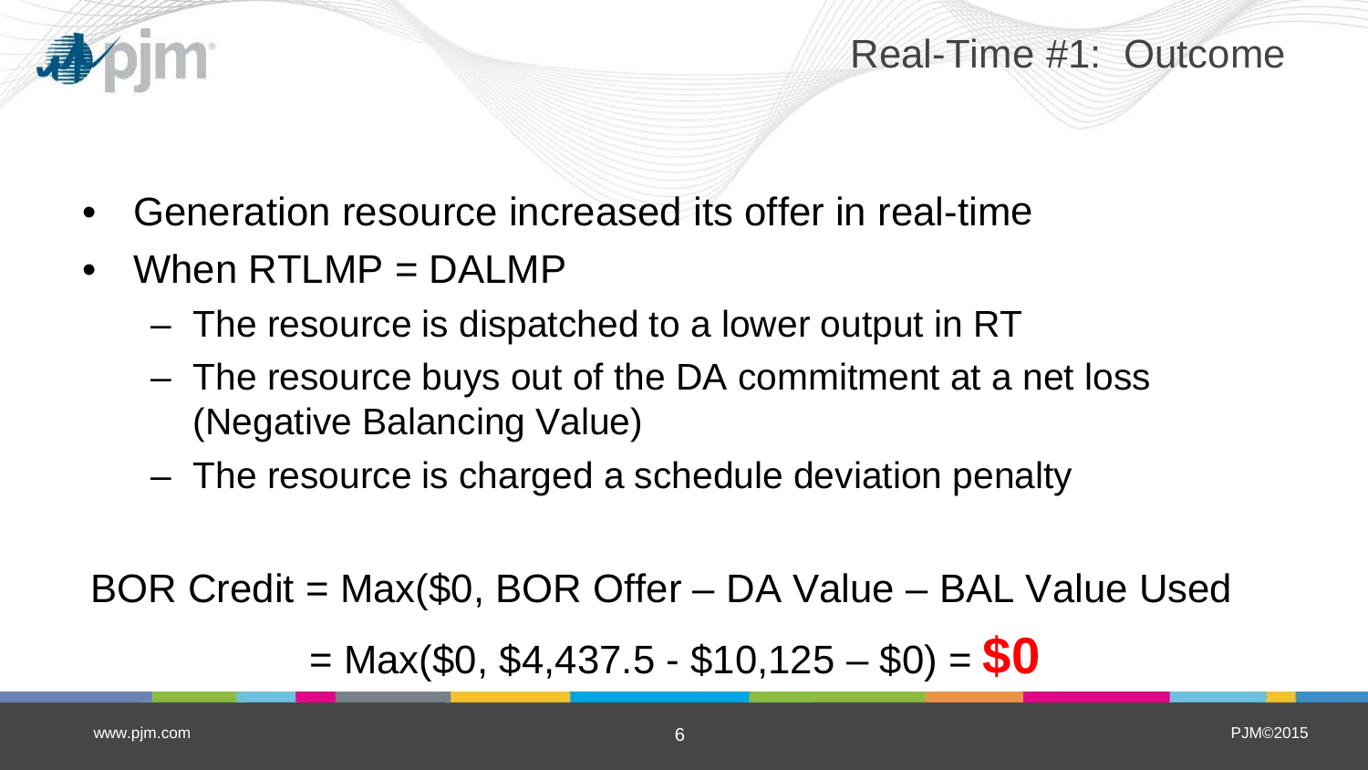# Real-Time #1: Outcome

- Generation resource increased its offer in real-time
- When RTLMP = DALMP
  - The resource is dispatched to a lower output in RT
  - The resource buys out of the DA commitment at a net loss (Negative Balancing Value)
  - The resource is charged a schedule deviation penalty

BOR Credit = Max($0, BOR Offer – DA Value – BAL Value Used

= Max($0, $4,437.5 - $10,125 – $0) = **$0**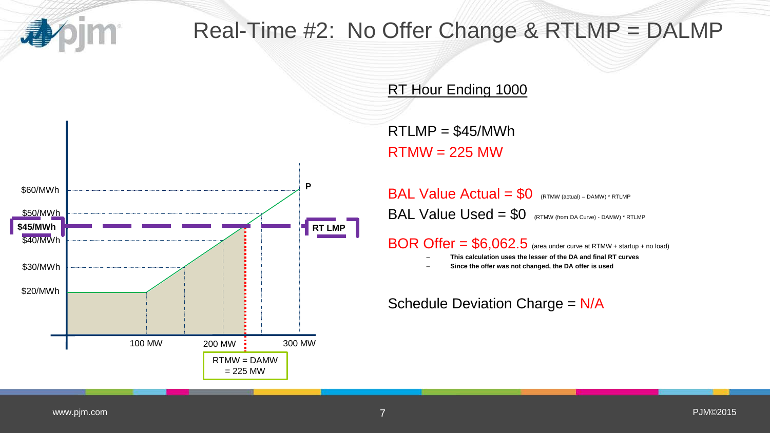# Real-Time #2: No Offer Change & RTLMP = DALMP

$60/MWh
$50/MWh
**$45/MWh**
$40/MWh
$30/MWh
$20/MWh

100 MW | 200 MW | 300 MW

**P**

**RT LMP**

RTMW = DAMW
= 225 MW

## RT Hour Ending 1000

RTLMP = $45/MWh

RTMW = 225 MW

BAL Value Actual = $0 (RTMW (actual) – DAMW) * RTLMP

BAL Value Used = $0 (RTMW (from DA Curve) - DAMW) * RTLMP

BOR Offer = $6,062.5 (area under curve at RTMW + startup + no load)

- **This calculation uses the lesser of the DA and final RT curves**
- **Since the offer was not changed, the DA offer is used**

Schedule Deviation Charge = N/A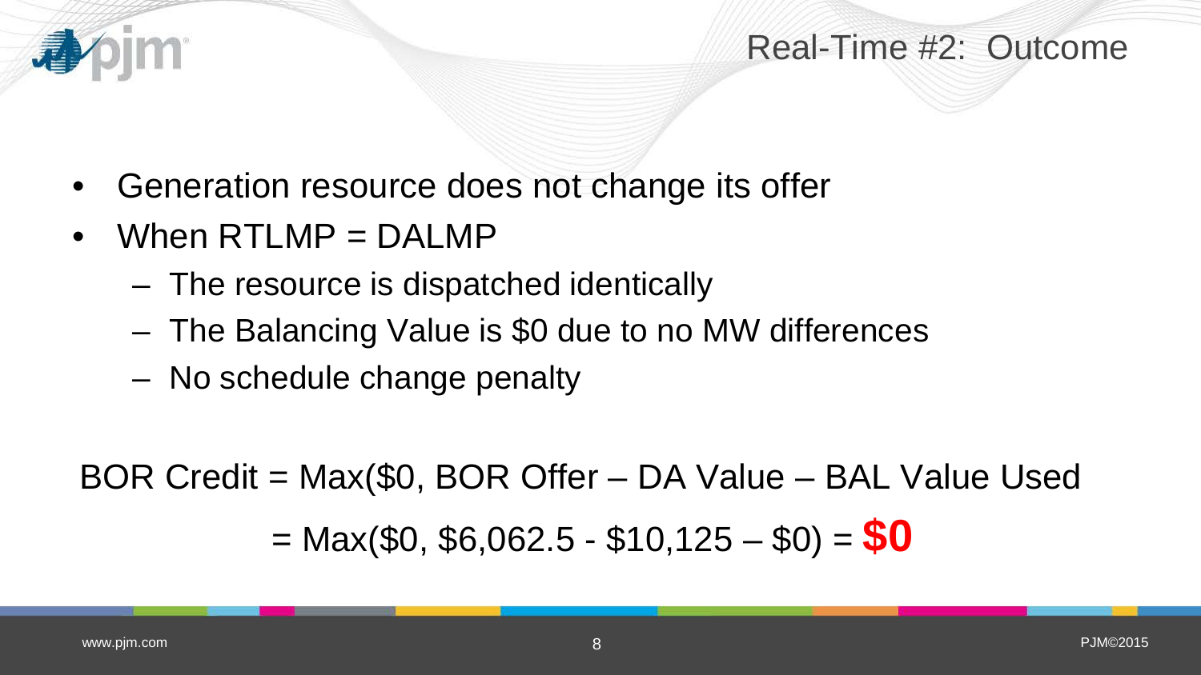# Real-Time #2: Outcome

- Generation resource does not change its offer
- When RTLMP = DALMP
  - The resource is dispatched identically
  - The Balancing Value is $0 due to no MW differences
  - No schedule change penalty

BOR Credit = Max($0, BOR Offer – DA Value – BAL Value Used

= Max($0, $6,062.5 - $10,125 – $0) = **$0**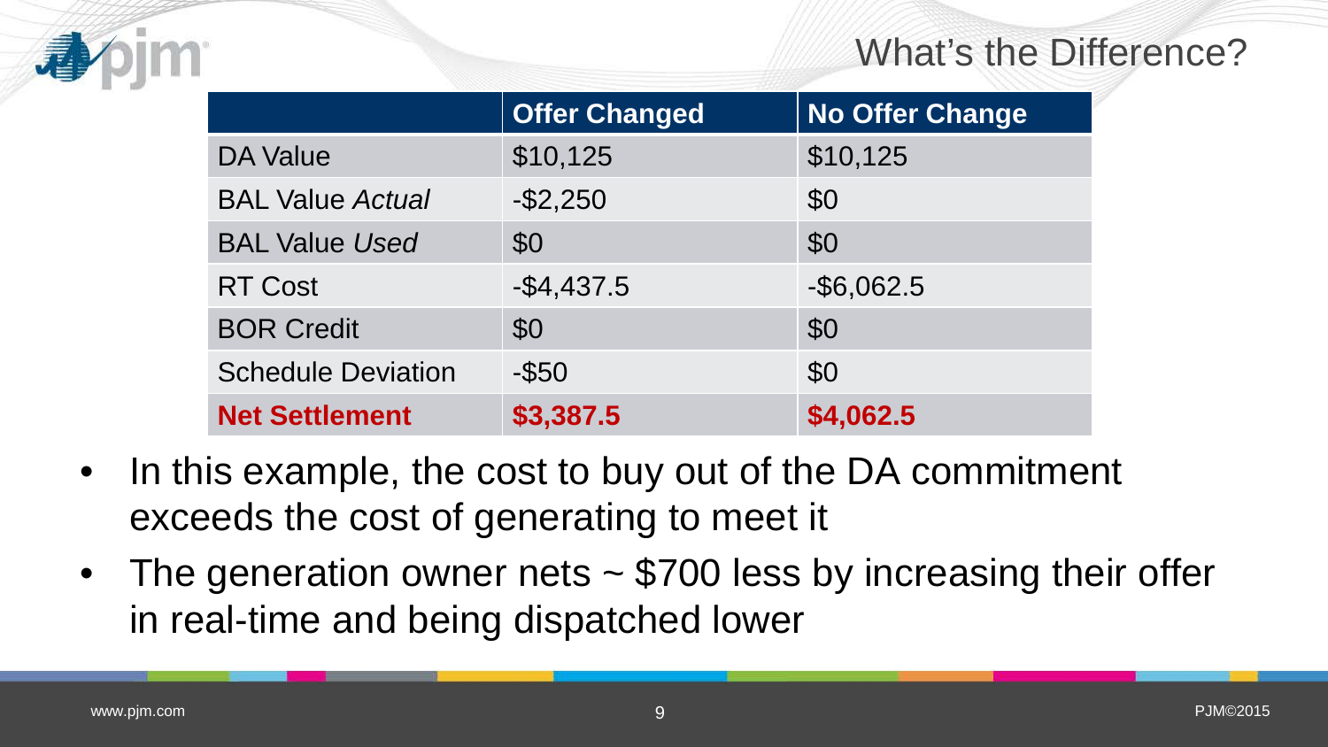# What's the Difference?

| | Offer Changed | No Offer Change |
|---|---|---|
| DA Value | $10,125 | $10,125 |
| BAL Value *Actual* | -$2,250 | $0 |
| BAL Value *Used* | $0 | $0 |
| RT Cost | -$4,437.5 | -$6,062.5 |
| BOR Credit | $0 | $0 |
| Schedule Deviation | -$50 | $0 |
| **Net Settlement** | **$3,387.5** | **$4,062.5** |

- In this example, the cost to buy out of the DA commitment exceeds the cost of generating to meet it
- The generation owner nets ~ $700 less by increasing their offer in real-time and being dispatched lower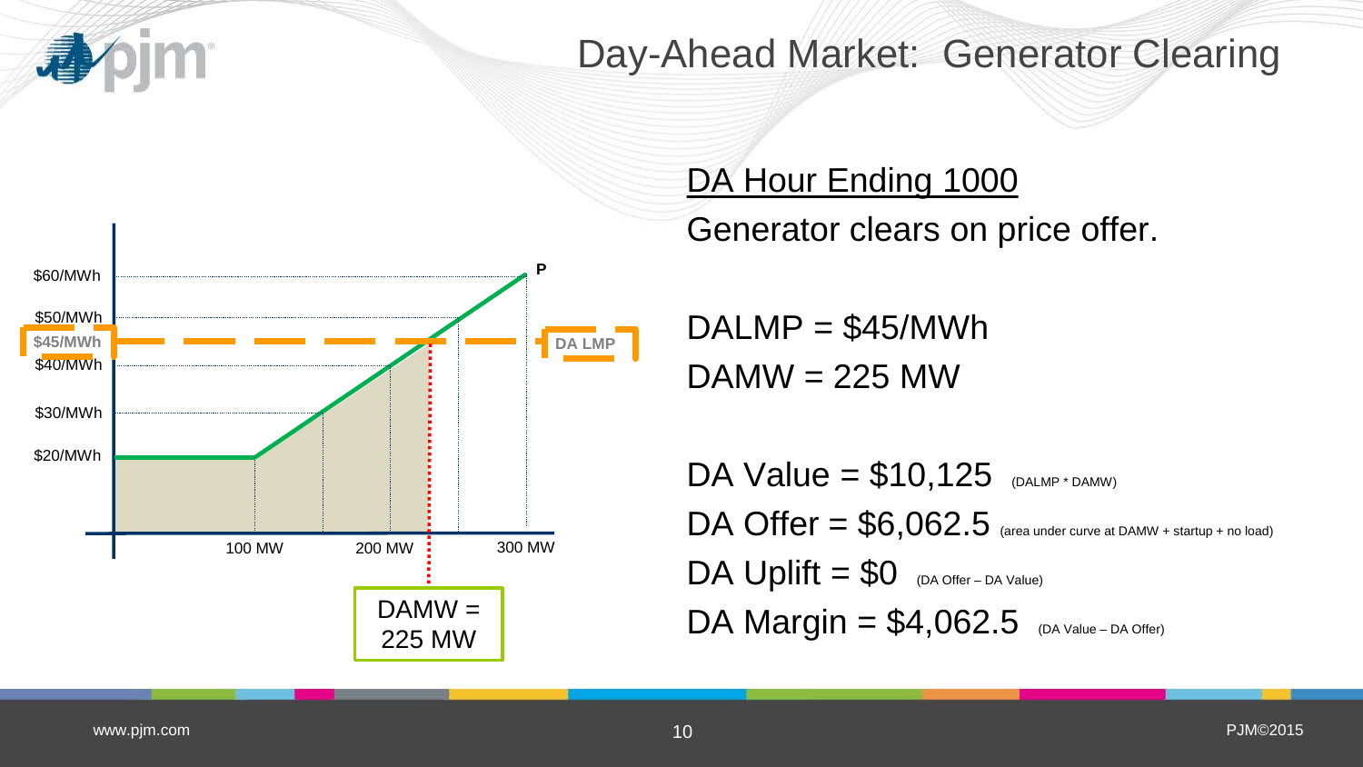# Day-Ahead Market: Generator Clearing

$60/MWh

$50/MWh

$45/MWh

$40/MWh

$30/MWh

$20/MWh

100 MW

200 MW

300 MW

P

DA LMP

DAMW = 225 MW

## DA Hour Ending 1000

Generator clears on price offer.

DALMP = $45/MWh

DAMW = 225 MW

DA Value = $10,125 (DALMP * DAMW)

DA Offer = $6,062.5 (area under curve at DAMW + startup + no load)

DA Uplift = $0 (DA Offer – DA Value)

DA Margin = $4,062.5 (DA Value – DA Offer)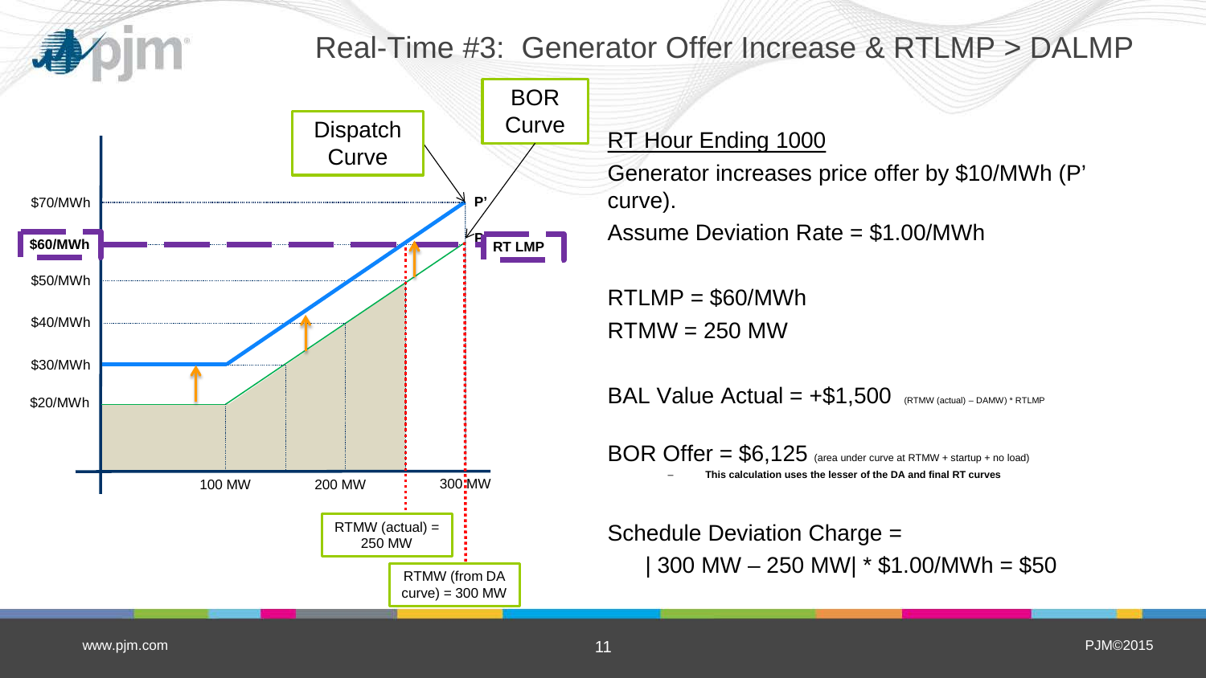# Real-Time #3: Generator Offer Increase & RTLMP > DALMP

RT Hour Ending 1000

Generator increases price offer by \$10/MWh (P' curve).

Assume Deviation Rate = \$1.00/MWh

RTLMP = \$60/MWh

RTMW = 250 MW

BAL Value Actual = +\$1,500 (RTMW (actual) – DAMW) * RTLMP

BOR Offer = \$6,125 (area under curve at RTMW + startup + no load)

- This calculation uses the lesser of the DA and final RT curves

Schedule Deviation Charge =

| 300 MW – 250 MW| * \$1.00/MWh = \$50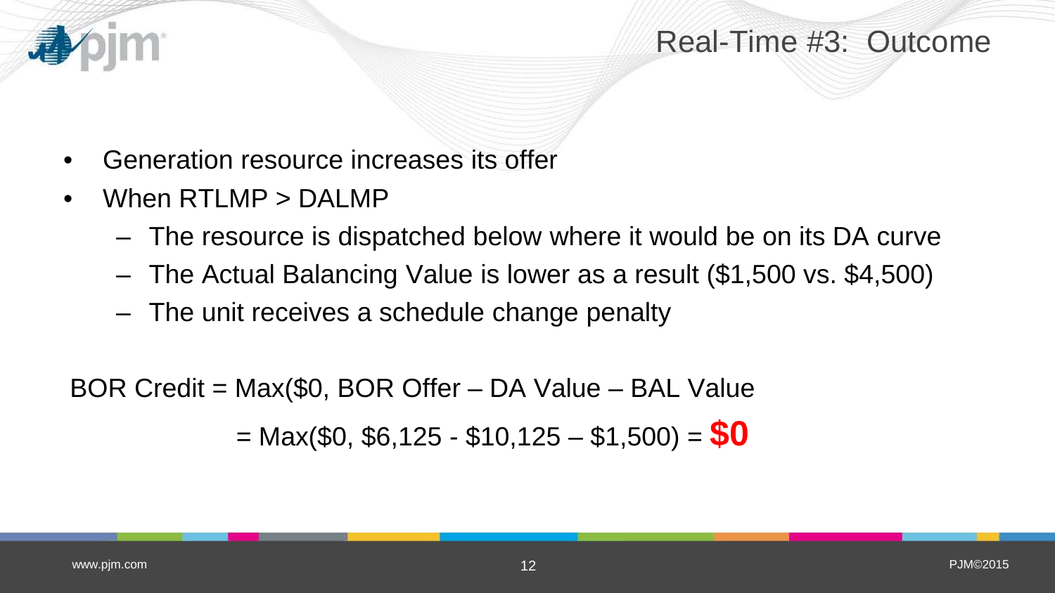# Real-Time #3: Outcome

- Generation resource increases its offer
- When RTLMP > DALMP
  - The resource is dispatched below where it would be on its DA curve
  - The Actual Balancing Value is lower as a result ($1,500 vs. $4,500)
  - The unit receives a schedule change penalty

BOR Credit = Max($0, BOR Offer – DA Value – BAL Value

= Max($0, $6,125 - $10,125 – $1,500) = **$0**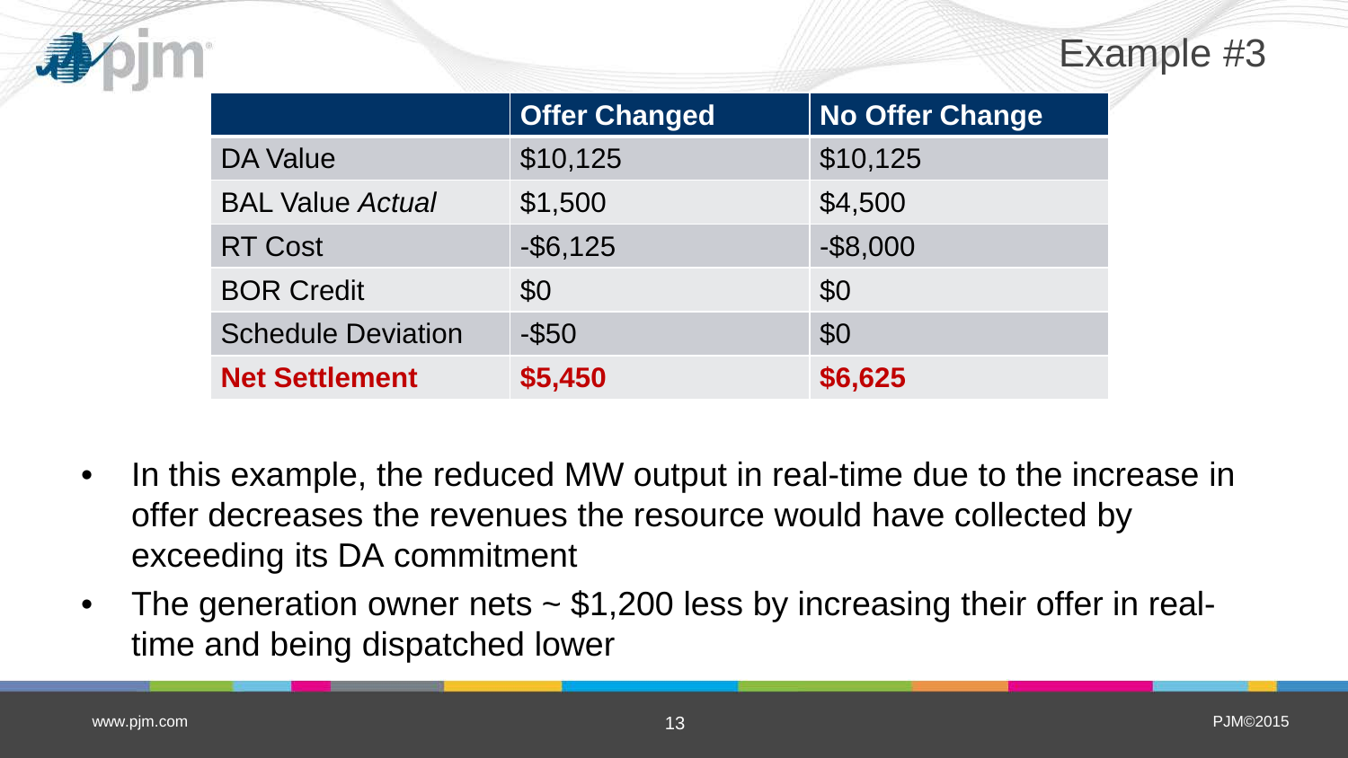## Example #3

| | Offer Changed | No Offer Change |
|---|---|---|
| DA Value | $10,125 | $10,125 |
| BAL Value *Actual* | $1,500 | $4,500 |
| RT Cost | -$6,125 | -$8,000 |
| BOR Credit | $0 | $0 |
| Schedule Deviation | -$50 | $0 |
| **Net Settlement** | **$5,450** | **$6,625** |

- In this example, the reduced MW output in real-time due to the increase in offer decreases the revenues the resource would have collected by exceeding its DA commitment
- The generation owner nets ~ $1,200 less by increasing their offer in real-time and being dispatched lower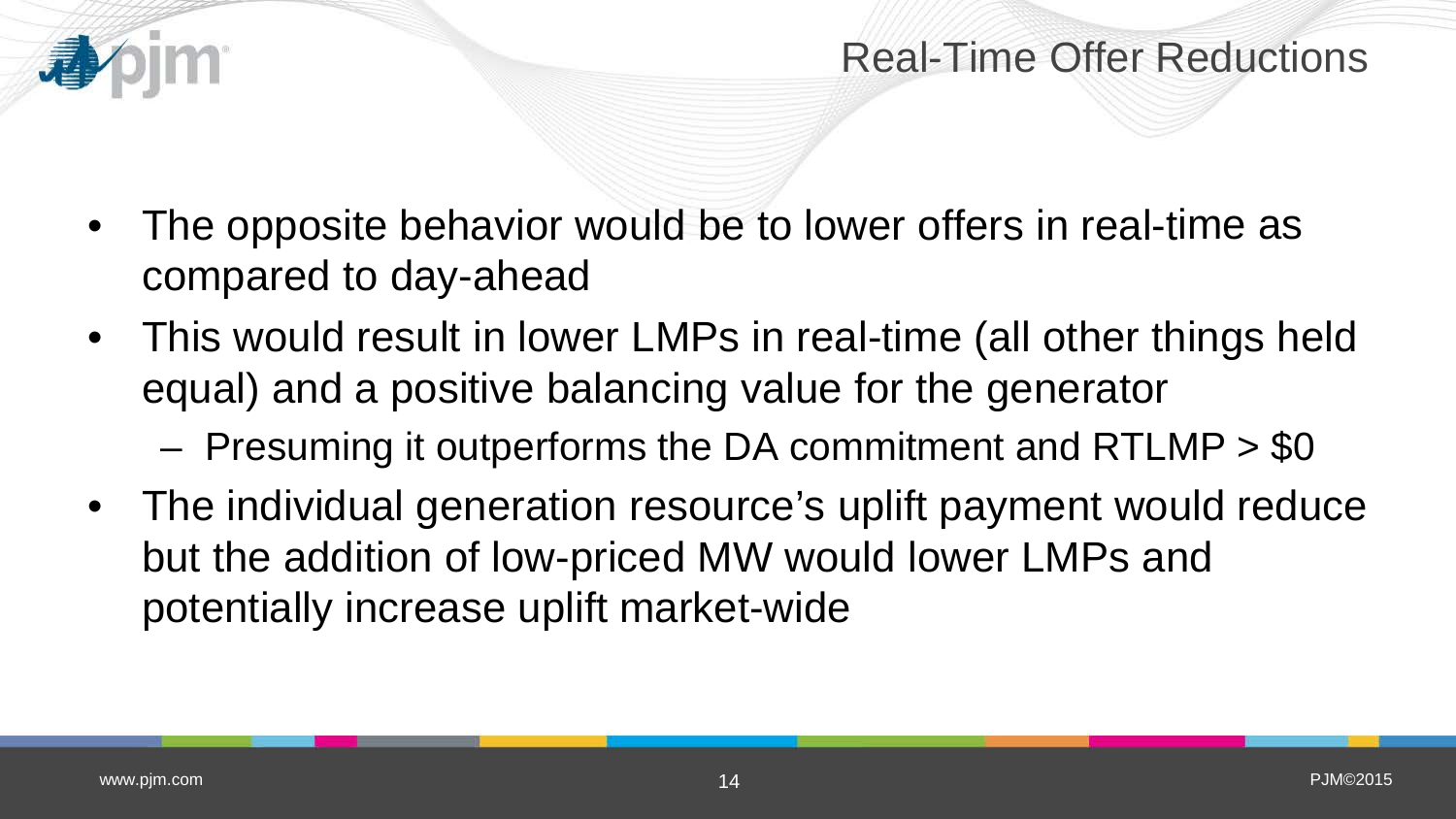# Real-Time Offer Reductions

- The opposite behavior would be to lower offers in real-time as compared to day-ahead
- This would result in lower LMPs in real-time (all other things held equal) and a positive balancing value for the generator
  - Presuming it outperforms the DA commitment and RTLMP > $0
- The individual generation resource's uplift payment would reduce but the addition of low-priced MW would lower LMPs and potentially increase uplift market-wide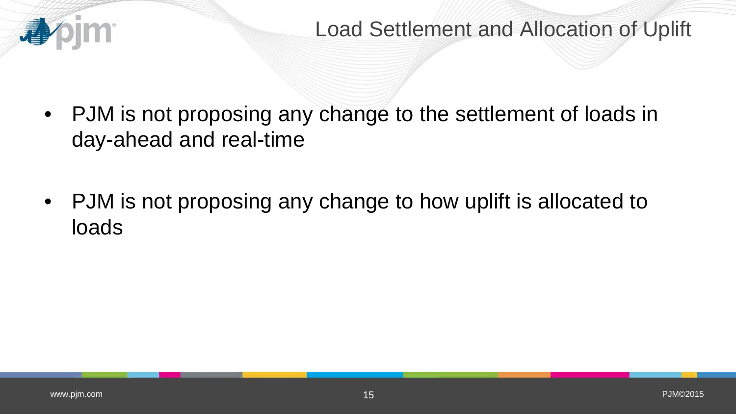# Load Settlement and Allocation of Uplift

- PJM is not proposing any change to the settlement of loads in day-ahead and real-time
- PJM is not proposing any change to how uplift is allocated to loads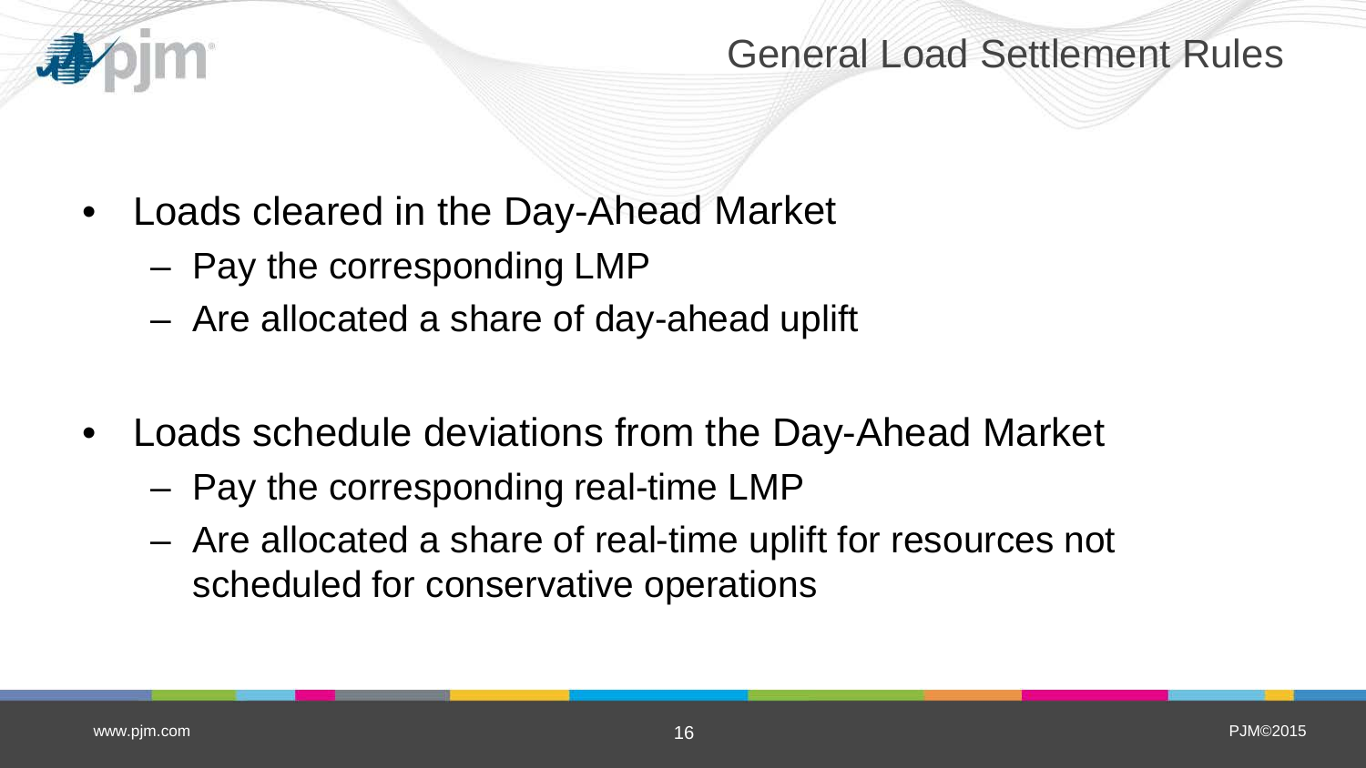# General Load Settlement Rules

- Loads cleared in the Day-Ahead Market
  - Pay the corresponding LMP
  - Are allocated a share of day-ahead uplift
- Loads schedule deviations from the Day-Ahead Market
  - Pay the corresponding real-time LMP
  - Are allocated a share of real-time uplift for resources not scheduled for conservative operations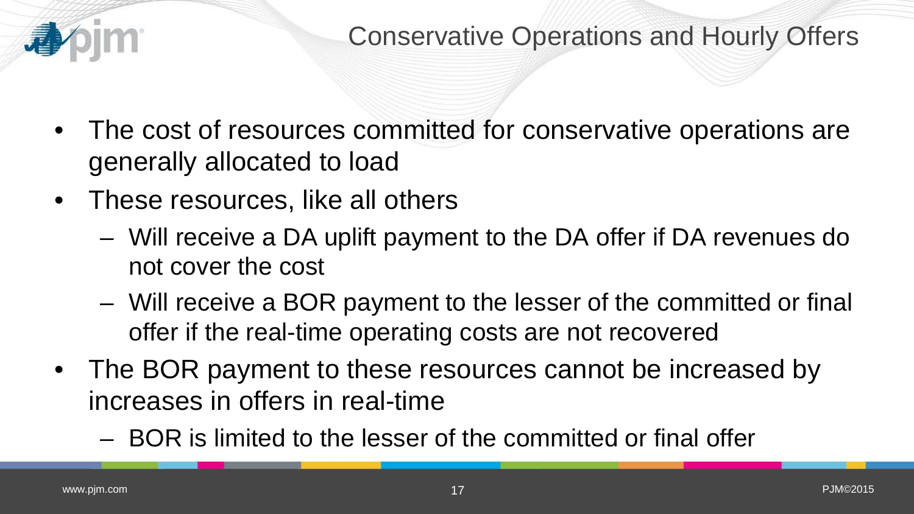# Conservative Operations and Hourly Offers

- The cost of resources committed for conservative operations are generally allocated to load
- These resources, like all others
  - Will receive a DA uplift payment to the DA offer if DA revenues do not cover the cost
  - Will receive a BOR payment to the lesser of the committed or final offer if the real-time operating costs are not recovered
- The BOR payment to these resources cannot be increased by increases in offers in real-time
  - BOR is limited to the lesser of the committed or final offer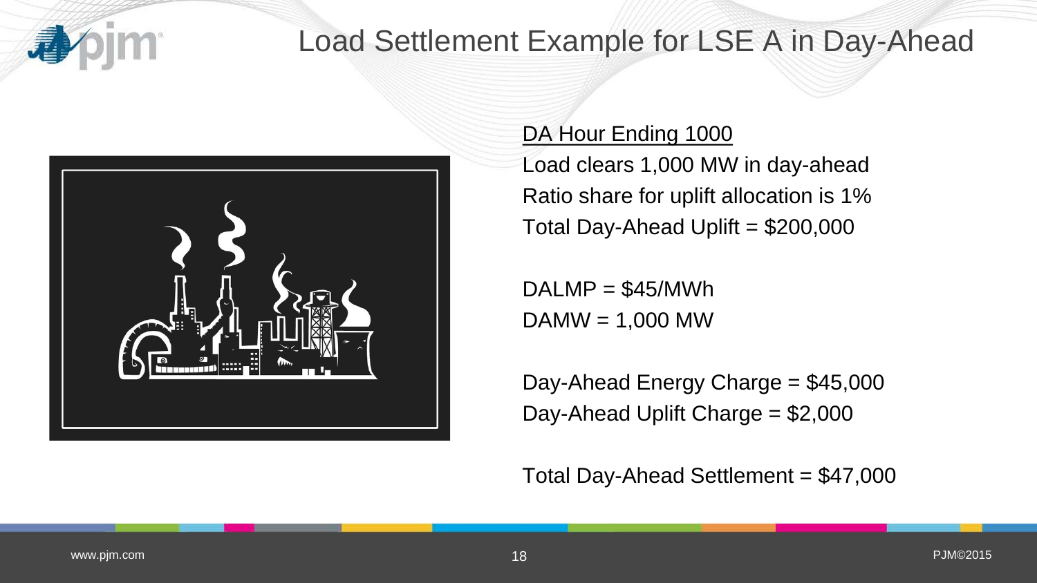# Load Settlement Example for LSE A in Day-Ahead

<u>DA Hour Ending 1000</u>

Load clears 1,000 MW in day-ahead
Ratio share for uplift allocation is 1%
Total Day-Ahead Uplift = $200,000

DALMP = $45/MWh
DAMW = 1,000 MW

Day-Ahead Energy Charge = $45,000
Day-Ahead Uplift Charge = $2,000

Total Day-Ahead Settlement = $47,000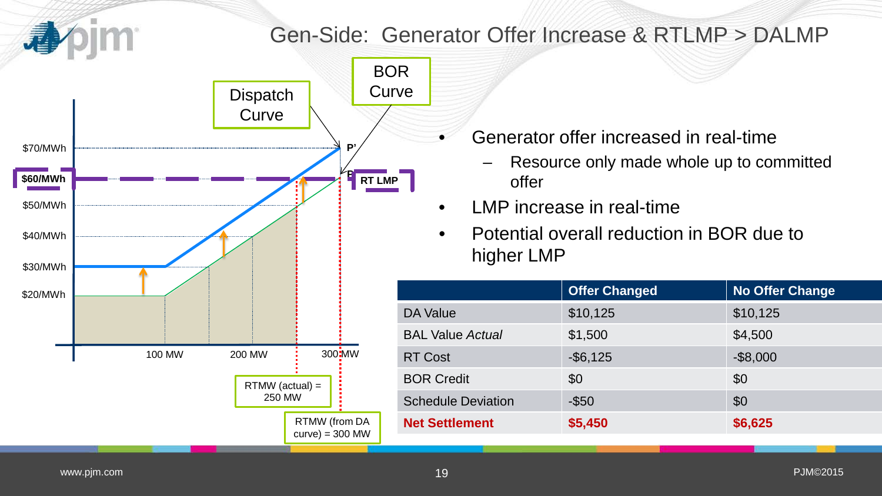# Gen-Side: Generator Offer Increase & RTLMP > DALMP

Dispatch Curve

BOR Curve

$70/MWh

$60/MWh

$50/MWh

$40/MWh

$30/MWh

$20/MWh

P'

P

RT LMP

100 MW

200 MW

300 MW

RTMW (actual) = 250 MW

RTMW (from DA curve) = 300 MW

- Generator offer increased in real-time
  - Resource only made whole up to committed offer
- LMP increase in real-time
- Potential overall reduction in BOR due to higher LMP

| | Offer Changed | No Offer Change |
|---|---|---|
| DA Value | $10,125 | $10,125 |
| BAL Value *Actual* | $1,500 | $4,500 |
| RT Cost | -$6,125 | -$8,000 |
| BOR Credit | $0 | $0 |
| Schedule Deviation | -$50 | $0 |
| **Net Settlement** | **$5,450** | **$6,625** |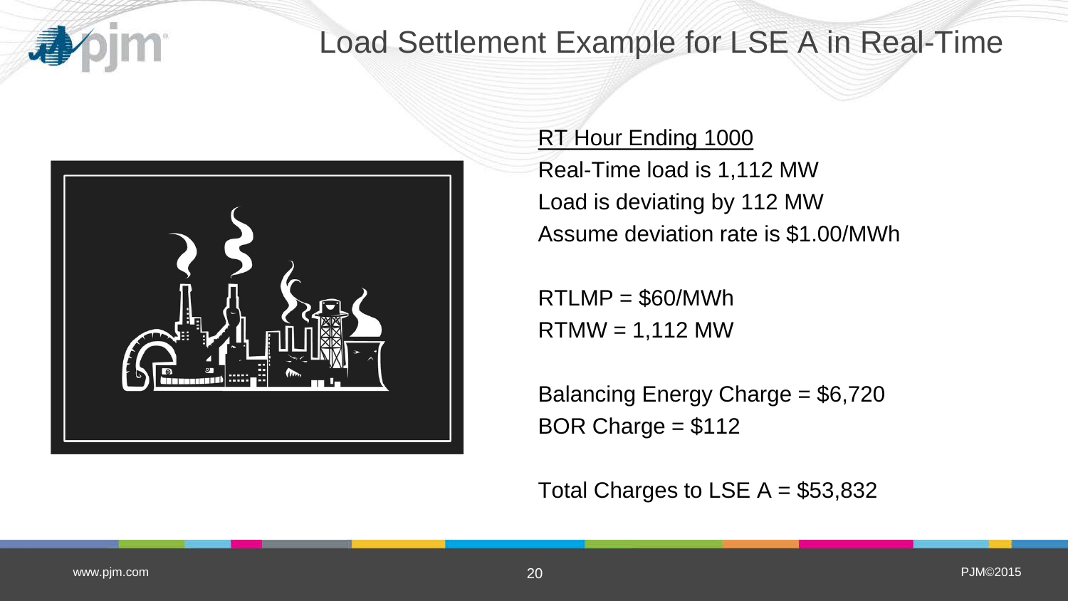# Load Settlement Example for LSE A in Real-Time

RT Hour Ending 1000

Real-Time load is 1,112 MW

Load is deviating by 112 MW

Assume deviation rate is \$1.00/MWh

RTLMP = \$60/MWh

RTMW = 1,112 MW

Balancing Energy Charge = \$6,720

BOR Charge = \$112

Total Charges to LSE A = \$53,832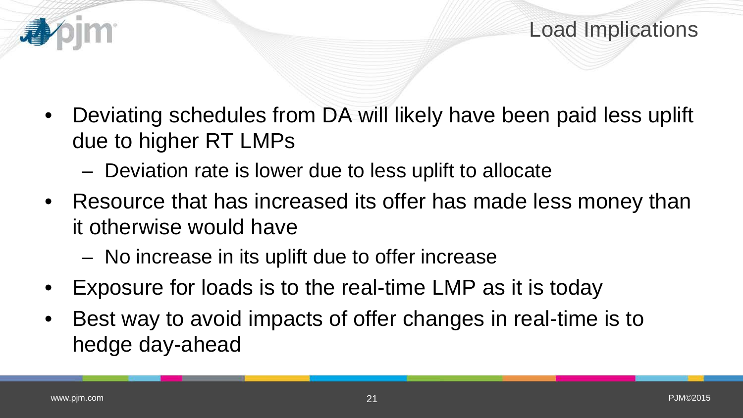# Load Implications

- Deviating schedules from DA will likely have been paid less uplift due to higher RT LMPs
  - Deviation rate is lower due to less uplift to allocate
- Resource that has increased its offer has made less money than it otherwise would have
  - No increase in its uplift due to offer increase
- Exposure for loads is to the real-time LMP as it is today
- Best way to avoid impacts of offer changes in real-time is to hedge day-ahead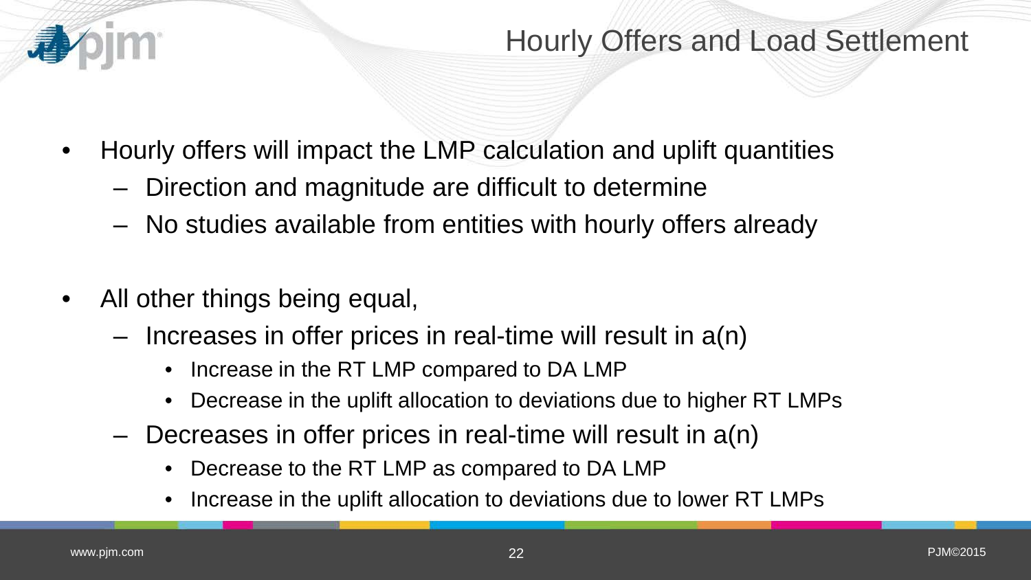## Hourly Offers and Load Settlement

- Hourly offers will impact the LMP calculation and uplift quantities
  - Direction and magnitude are difficult to determine
  - No studies available from entities with hourly offers already
- All other things being equal,
  - Increases in offer prices in real-time will result in a(n)
    - Increase in the RT LMP compared to DA LMP
    - Decrease in the uplift allocation to deviations due to higher RT LMPs
  - Decreases in offer prices in real-time will result in a(n)
    - Decrease to the RT LMP as compared to DA LMP
    - Increase in the uplift allocation to deviations due to lower RT LMPs